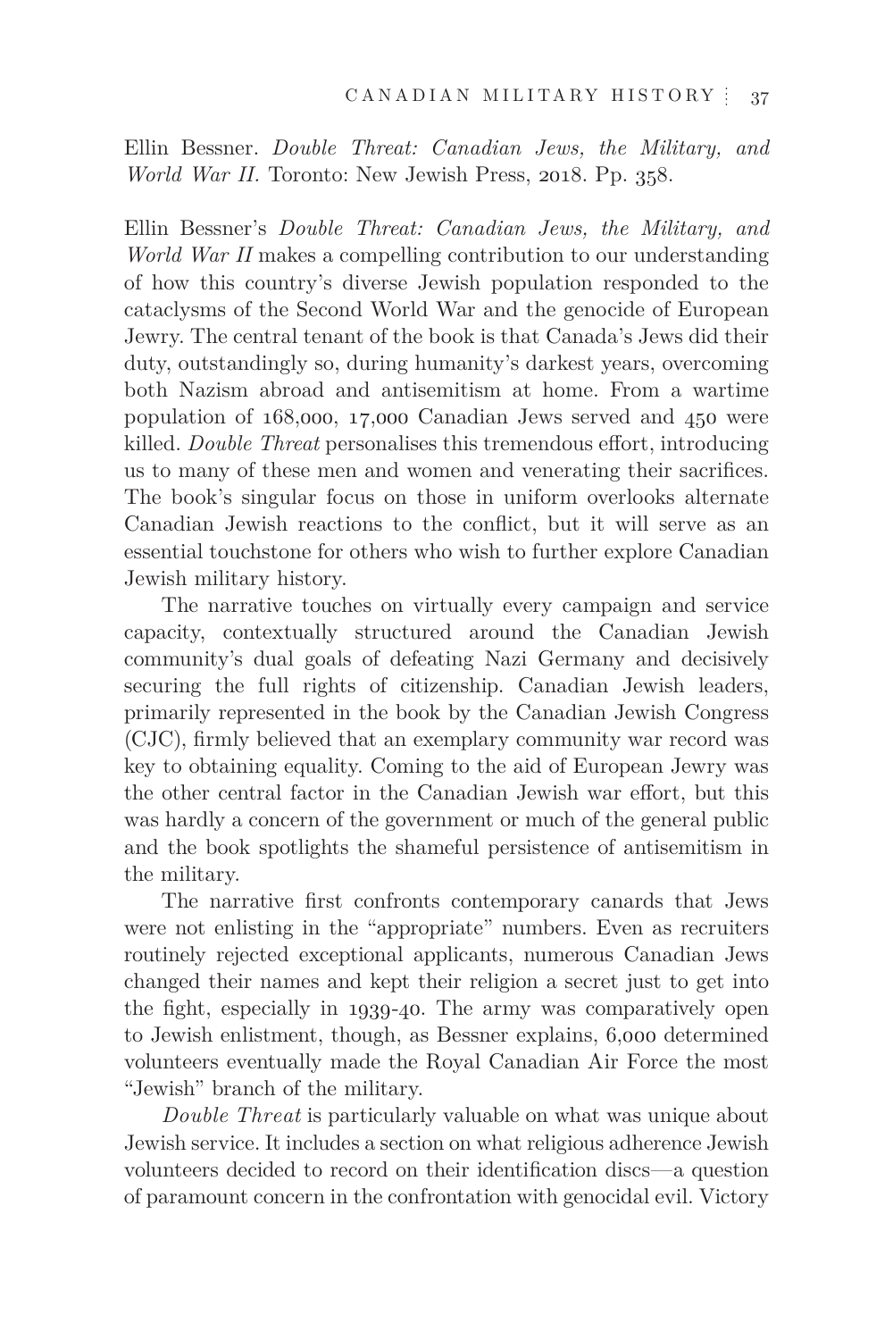Ellin Bessner. *Double Threat: Canadian Jews, the Military, and World War II.* Toronto: New Jewish Press, 2018. Pp. 358.

Ellin Bessner's *Double Threat: Canadian Jews, the Military, and World War II* makes a compelling contribution to our understanding of how this country's diverse Jewish population responded to the cataclysms of the Second World War and the genocide of European Jewry. The central tenant of the book is that Canada's Jews did their duty, outstandingly so, during humanity's darkest years, overcoming both Nazism abroad and antisemitism at home. From a wartime population of 168,000, 17,000 Canadian Jews served and 450 were killed. *Double Threat* personalises this tremendous effort, introducing us to many of these men and women and venerating their sacrifices. The book's singular focus on those in uniform overlooks alternate Canadian Jewish reactions to the conflict, but it will serve as an essential touchstone for others who wish to further explore Canadian Jewish military history.

The narrative touches on virtually every campaign and service capacity, contextually structured around the Canadian Jewish community's dual goals of defeating Nazi Germany and decisively securing the full rights of citizenship. Canadian Jewish leaders, primarily represented in the book by the Canadian Jewish Congress (CJC), firmly believed that an exemplary community war record was key to obtaining equality. Coming to the aid of European Jewry was the other central factor in the Canadian Jewish war effort, but this was hardly a concern of the government or much of the general public and the book spotlights the shameful persistence of antisemitism in the military.

The narrative first confronts contemporary canards that Jews were not enlisting in the "appropriate" numbers. Even as recruiters routinely rejected exceptional applicants, numerous Canadian Jews changed their names and kept their religion a secret just to get into the fight, especially in 1939-40. The army was comparatively open to Jewish enlistment, though, as Bessner explains, 6,000 determined volunteers eventually made the Royal Canadian Air Force the most "Jewish" branch of the military.

*Double Threat* is particularly valuable on what was unique about Jewish service. It includes a section on what religious adherence Jewish volunteers decided to record on their identification discs—a question of paramount concern in the confrontation with genocidal evil. Victory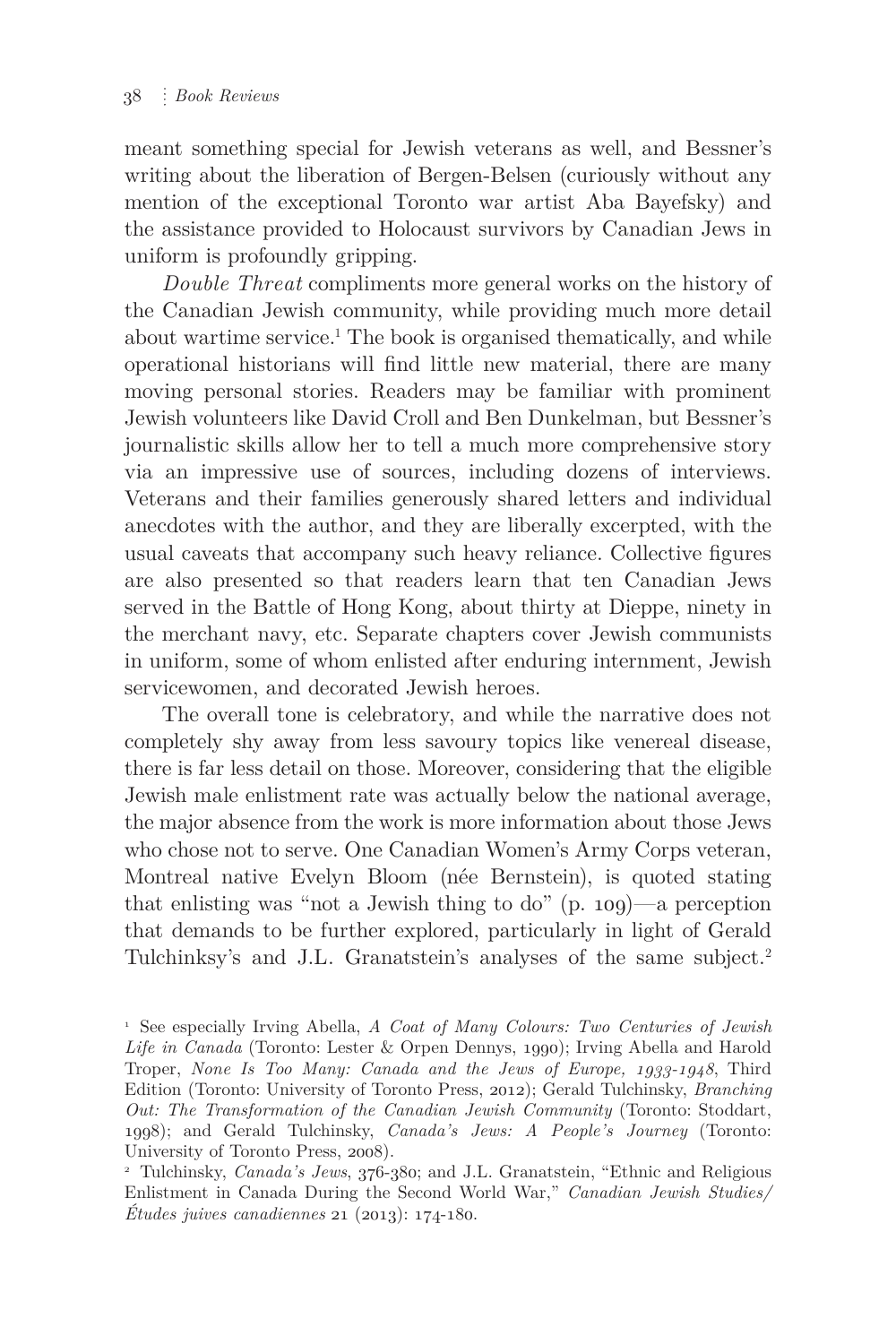meant something special for Jewish veterans as well, and Bessner's writing about the liberation of Bergen-Belsen (curiously without any mention of the exceptional Toronto war artist Aba Bayefsky) and the assistance provided to Holocaust survivors by Canadian Jews in uniform is profoundly gripping.

*Double Threat* compliments more general works on the history of the Canadian Jewish community, while providing much more detail about wartime service.[1] The book is organised thematically, and while operational historians will find little new material, there are many moving personal stories. Readers may be familiar with prominent Jewish volunteers like David Croll and Ben Dunkelman, but Bessner's journalistic skills allow her to tell a much more comprehensive story via an impressive use of sources, including dozens of interviews. Veterans and their families generously shared letters and individual anecdotes with the author, and they are liberally excerpted, with the usual caveats that accompany such heavy reliance. Collective figures are also presented so that readers learn that ten Canadian Jews served in the Battle of Hong Kong, about thirty at Dieppe, ninety in the merchant navy, etc. Separate chapters cover Jewish communists in uniform, some of whom enlisted after enduring internment, Jewish servicewomen, and decorated Jewish heroes.

The overall tone is celebratory, and while the narrative does not completely shy away from less savoury topics like venereal disease, there is far less detail on those. Moreover, considering that the eligible Jewish male enlistment rate was actually below the national average, the major absence from the work is more information about those Jews who chose not to serve. One Canadian Women's Army Corps veteran, Montreal native Evelyn Bloom (née Bernstein), is quoted stating that enlisting was "not a Jewish thing to do" (p. 109)—a perception that demands to be further explored, particularly in light of Gerald Tulchinksy's and J.L. Granatstein's analyses of the same subject.[2]

[1] See especially Irving Abella, *A Coat of Many Colours: Two Centuries of Jewish Life in Canada* (Toronto: Lester & Orpen Dennys, 1990); Irving Abella and Harold Troper, *None Is Too Many: Canada and the Jews of Europe, 1933-1948*, Third Edition (Toronto: University of Toronto Press, 2012); Gerald Tulchinsky, *Branching Out: The Transformation of the Canadian Jewish Community* (Toronto: Stoddart, 1998); and Gerald Tulchinsky, *Canada's Jews: A People's Journey* (Toronto: University of Toronto Press, 2008).

[2] Tulchinsky, *Canada's Jews*, 376-380; and J.L. Granatstein, "Ethnic and Religious Enlistment in Canada During the Second World War," *Canadian Jewish Studies/Études juives canadiennes* 21 (2013): 174-180.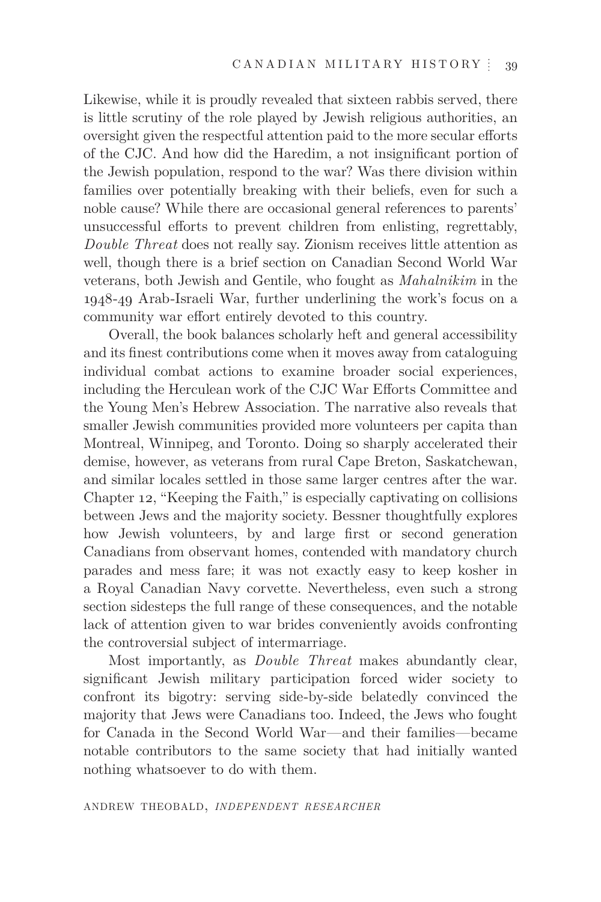Likewise, while it is proudly revealed that sixteen rabbis served, there is little scrutiny of the role played by Jewish religious authorities, an oversight given the respectful attention paid to the more secular efforts of the CJC. And how did the Haredim, a not insignificant portion of the Jewish population, respond to the war? Was there division within families over potentially breaking with their beliefs, even for such a noble cause? While there are occasional general references to parents' unsuccessful efforts to prevent children from enlisting, regrettably, *Double Threat* does not really say. Zionism receives little attention as well, though there is a brief section on Canadian Second World War veterans, both Jewish and Gentile, who fought as *Mahalnikim* in the 1948-49 Arab-Israeli War, further underlining the work's focus on a community war effort entirely devoted to this country.

Overall, the book balances scholarly heft and general accessibility and its finest contributions come when it moves away from cataloguing individual combat actions to examine broader social experiences, including the Herculean work of the CJC War Efforts Committee and the Young Men's Hebrew Association. The narrative also reveals that smaller Jewish communities provided more volunteers per capita than Montreal, Winnipeg, and Toronto. Doing so sharply accelerated their demise, however, as veterans from rural Cape Breton, Saskatchewan, and similar locales settled in those same larger centres after the war. Chapter 12, "Keeping the Faith," is especially captivating on collisions between Jews and the majority society. Bessner thoughtfully explores how Jewish volunteers, by and large first or second generation Canadians from observant homes, contended with mandatory church parades and mess fare; it was not exactly easy to keep kosher in a Royal Canadian Navy corvette. Nevertheless, even such a strong section sidesteps the full range of these consequences, and the notable lack of attention given to war brides conveniently avoids confronting the controversial subject of intermarriage.

Most importantly, as *Double Threat* makes abundantly clear, significant Jewish military participation forced wider society to confront its bigotry: serving side-by-side belatedly convinced the majority that Jews were Canadians too. Indeed, the Jews who fought for Canada in the Second World War—and their families—became notable contributors to the same society that had initially wanted nothing whatsoever to do with them.

ANDREW THEOBALD, *INDEPENDENT RESEARCHER*